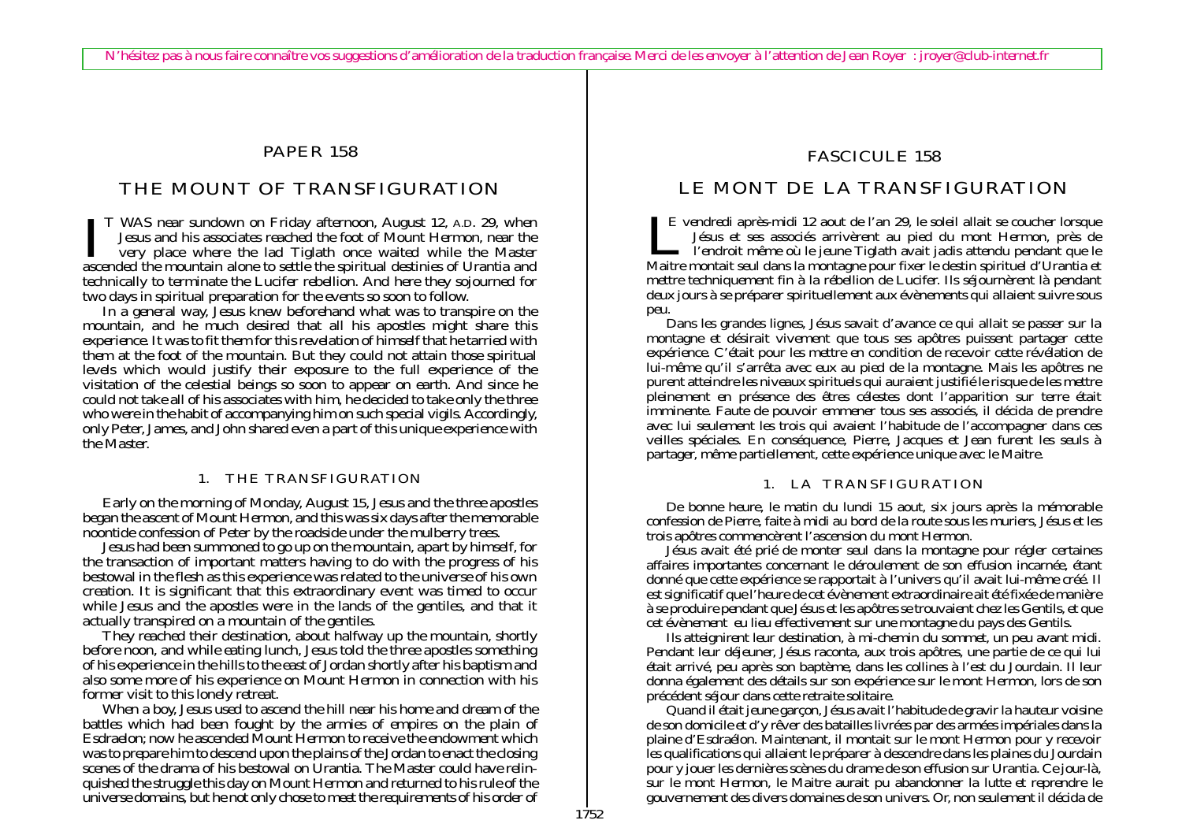N'hésitez pas à nous faire connaître vos suggestions d'amélioration de la traduction française. Merci de les envoyer à l'attention de Jean Royer : jroyer@club-internet.fr

# PAPER 158

## THE MOUNT OF TRANSFIGURATION

IT WAS near sundown on Friday afternoon, August 12, A.D. 29, when Jesus and his associates reached the foot of Mount Hermon, near the very place where the lad Tiglath once waited while the Master ascended the mountain alone to settle the spiritual destinies of Urantia and technically to terminate the Lucifer rebellion. And here they sojourned for two days in spiritual preparation for the events so soon to follow.

In a general way, Jesus knew beforehand what was to transpire on the mountain, and he much desired that all his apostles might share this experience. It was to fit them for this revelation of himself that he tarried with them at the foot of the mountain. But they could not attain those spiritual levels which would justify their exposure to the full experience of the visitation of the celestial beings so soon to appear on earth. And since he could not take all of his associates with him, he decided to take only the three who were in the habit of accompanying him on such special vigils. Accordingly, only Peter, James, and John shared even a part of this unique experience with the Master.

### 1. THE TRANSFIGURATION

Early on the morning of Monday, August 15, Jesus and the three apostles began the ascent of Mount Hermon, and this was six days after the memorable noontide confession of Peter by the roadside under the mulberry trees.

Jesus had been summoned to go up on the mountain, apart by himself, for the transaction of important matters having to do with the progress of his bestowal in the flesh as this experience was related to the universe of his own creation. It is significant that this extraordinary event was timed to occur while Jesus and the apostles were in the lands of the gentiles, and that it actually transpired on a mountain of the gentiles.

They reached their destination, about halfway up the mountain, shortly before noon, and while eating lunch, Jesus told the three apostles something of his experience in the hills to the east of Jordan shortly after his baptism and also some more of his experience on Mount Hermon in connection with his former visit to this lonely retreat.

When a boy, Jesus used to ascend the hill near his home and dream of the battles which had been fought by the armies of empires on the plain of Esdraelon; now he ascended Mount Hermon to receive the endowment which was to prepare him to descend upon the plains of the Jordan to enact the closing scenes of the drama of his bestowal on Urantia. The Master could have relinquished the struggle this day on Mount Hermon and returned to his rule of the universe domains, but he not only chose to meet the requirements of his order of

# FASCICULE 158

## LE MONT DE LA TRANSFIGURATION

LE vendredi après-midi 12 aout de l'an 29, le soleil allait se coucher lorsque Jésus et ses associés arrivèrent au pied du mont Hermon, près de l'endroit même où le jeune Tiglath avait jadis attendu pendant que le Maitre montait seul dans la montagne pour fixer le destin spirituel d'Urantia et mettre techniquement fin à la rébellion de Lucifer. Ils séjournèrent là pendant deux jours à se préparer spirituellement aux évènements qui allaient suivre sous peu.

Dans les grandes lignes, Jésus savait d'avance ce qui allait se passer sur la montagne et désirait vivement que tous ses apôtres puissent partager cette expérience. C'était pour les mettre en condition de recevoir cette révélation de lui-même qu'il s'arrêta avec eux au pied de la montagne. Mais les apôtres ne purent atteindre les niveaux spirituels qui auraient justifié le risque de les mettre pleinement en présence des êtres célestes dont l'apparition sur terre était imminente. Faute de pouvoir emmener tous ses associés, il décida de prendre avec lui seulement les trois qui avaient l'habitude de l'accompagner dans ces veilles spéciales. En conséquence, Pierre, Jacques et Jean furent les seuls à partager, même partiellement, cette expérience unique avec le Maitre.

### 1. LA TRANSFIGURATION

De bonne heure, le matin du lundi 15 aout, six jours après la mémorable confession de Pierre, faite à midi au bord de la route sous les muriers, Jésus et les trois apôtres commencèrent l'ascension du mont Hermon.

Jésus avait été prié de monter seul dans la montagne pour régler certaines affaires importantes concernant le déroulement de son effusion incarnée, étant donné que cette expérience se rapportait à l'univers qu'il avait lui-même créé. Il est significatif que l'heure de cet évènement extraordinaire ait été fixée de manière à se produire pendant que Jésus et les apôtres se trouvaient chez les Gentils, et que cet évènement eu lieu effectivement sur une montagne du pays des Gentils.

Ils atteignirent leur destination, à mi-chemin du sommet, un peu avant midi. Pendant leur déjeuner, Jésus raconta, aux trois apôtres, une partie de ce qui lui était arrivé, peu après son baptême, dans les collines à l'est du Jourdain. Il leur donna également des détails sur son expérience sur le mont Hermon, lors de son précédent séjour dans cette retraite solitaire.

Quand il était jeune garçon, Jésus avait l'habitude de gravir la hauteur voisine de son domicile et d'y rêver des batailles livrées par des armées impériales dans la plaine d'Esdraélon. Maintenant, il montait sur le mont Hermon pour y recevoir les qualifications qui allaient le préparer à descendre dans les plaines du Jourdain pour y jouer les dernières scènes du drame de son effusion sur Urantia. Ce jour-là, sur le mont Hermon, le Maitre aurait pu abandonner la lutte et reprendre le gouvernement des divers domaines de son univers. Or, non seulement il décida de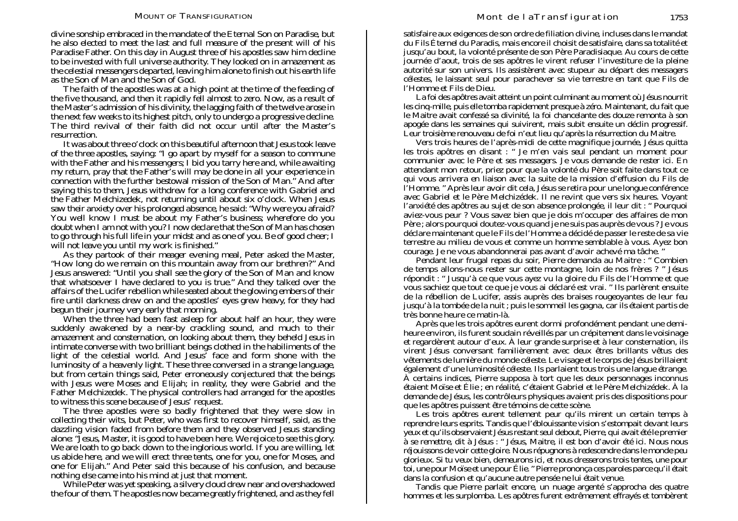divine sonship embraced in the mandate of the Eternal Son on Paradise, but he also elected to meet the last and full measure of the present will of his Paradise Father. On this day in August three of his apostles saw him decline to be invested with full universe authority. They looked on in amazement as the celestial messengers departed, leaving him alone to finish out his earth life as the Son of Man and the Son of God.

The faith of the apostles was at a high point at the time of the feeding of the five thousand, and then it rapidly fell almost to zero. Now, as a result of the Master's admission of his divinity, the lagging faith of the twelve arose in the next few weeks to its highest pitch, only to undergo a progressive decline. The third revival of their faith did not occur until after the Master's resurrection.

It was about three o'clock on this beautiful afternoon that Jesus took leave of the three apostles, saying: "I go apart by myself for a season to commune with the Father and his messengers; I bid you tarry here and, while awaiting my return, pray that the Father's will may be done in all your experience in connection with the further bestowal mission of the Son of Man." And after saying this to them, Jesus withdrew for a long conference with Gabriel and the Father Melchizedek, not returning until about six o'clock. When Jesus saw their anxiety over his prolonged absence, he said: "Why were you afraid? You well know I must be about my Father's business; wherefore do you doubt when I am not with you? I now declare that the Son of Man has chosen to go through his full life in your midst and as one of you. Be of good cheer; I will not leave you until my work is finished."

As they partook of their meager evening meal, Peter asked the Master, "How long do we remain on this mountain away from our brethren?" And Jesus answered: "Until you shall see the glory of the Son of Man and know that whatsoever I have declared to you is true." And they talked over the affairs of the Lucifer rebellion while seated about the glowing embers of their fire until darkness drew on and the apostles' eyes grew heavy, for they had begun their journey very early that morning.

When the three had been fast asleep for about half an hour, they were suddenly awakened by a near-by crackling sound, and much to their amazement and consternation, on looking about them, they beheld Jesus in intimate converse with two brilliant beings clothed in the habiliments of the light of the celestial world. And Jesus' face and form shone with the luminosity of a heavenly light. These three conversed in a strange language, but from certain things said, Peter erroneously conjectured that the beings with Jesus were Moses and Elijah; in reality, they were Gabriel and the Father Melchizedek. The physical controllers had arranged for the apostles to witness this scene because of Jesus' request.

The three apostles were so badly frightened that they were slow in collecting their wits, but Peter, who was first to recover himself, said, as the dazzling vision faded from before them and they observed Jesus standing alone: "Jesus, Master, it is good to have been here. We rejoice to see this glory. We are loath to go back down to the inglorious world. If you are willing, let us abide here, and we will erect three tents, one for you, one for Moses, and one for Elijah." And Peter said this because of his confusion, and because nothing else came into his mind at just that moment.

While Peter was yet speaking, a silvery cloud drew near and overshadowed the four of them. The apostles now became greatly frightened, and as they fell

satisfaire aux exigences de son ordre de filiation divine, incluses dans le mandat du Fils Éternel du Paradis, mais encore il choisit de satisfaire, dans sa totalité et jusqu'au bout, la volonté présente de son Père Paradisiaque. Au cours de cette journée d'aout, trois de ses apôtres le virent refuser l'investiture de la pleine autorité sur son univers. Ils assistèrent avec stupeur au départ des messagers célestes, le laissant seul pour parachever sa vie terrestre en tant que Fils de l'Homme et Fils de Dieu.

La foi des apôtres avait atteint un point culminant au moment où Jésus nourrit les cinq-mille, puis elle tomba rapidement presque à zéro. Maintenant, du fait que le Maitre avait confessé sa divinité, la foi chancelante des douze remonta à son apogée dans les semaines qui suivirent, mais subit ensuite un déclin progressif. Leur troisième renouveau de foi n'eut lieu qu'après la résurrection du Maitre.

Vers trois heures de l'après-midi de cette magnifique journée, Jésus quitta les trois apôtres en disant : " Je m'en vais seul pendant un moment pour communier avec le Père et ses messagers. Je vous demande de rester ici. En attendant mon retour, priez pour que la volonté du Père soit faite dans tout ce qui vous arrivera en liaison avec la suite de la mission d'effusion du Fils de l'Homme. " Après leur avoir dit cela, Jésus se retira pour une longue conférence avec Gabriel et le Père Melchizédek. Il ne revint que vers six heures. Voyant l'anxiété des apôtres au sujet de son absence prolongée, il leur dit : " Pourquoi aviez-vous peur ? Vous savez bien que je dois m'occuper des affaires de mon Père ; alors pourquoi doutez-vous quand je ne suis pas auprès de vous ? Je vous déclare maintenant que le Fils de l'Homme a décidé de passer le reste de sa vie terrestre au milieu de vous et comme un homme semblable à vous. Ayez bon courage. Je ne vous abandonnerai pas avant d'avoir achevé ma tâche. "

Pendant leur frugal repas du soir, Pierre demanda au Maitre : " Combien de temps allons-nous rester sur cette montagne, loin de nos frères ? " Jésus répondit : " Jusqu'à ce que vous ayez vu la gloire du Fils de l'Homme et que vous sachiez que tout ce que je vous ai déclaré est vrai. " Ils parlèrent ensuite de la rébellion de Lucifer, assis auprès des braises rougeoyantes de leur feu jusqu'à la tombée de la nuit ; puis le sommeil les gagna, car ils étaient partis de très bonne heure ce matin-là.

Après que les trois apôtres eurent dormi profondément pendant une demi-heure environ, ils furent soudain réveillés par un crépitement dans le voisinage et regardèrent autour d'eux. À leur grande surprise et à leur consternation, ils virent Jésus conversant familièrement avec deux êtres brillants vêtus des vêtements de lumière du monde céleste. Le visage et le corps de Jésus brillaient également d'une luminosité céleste. Ils parlaient tous trois une langue étrange. À certains indices, Pierre supposa à tort que les deux personnages inconnus étaient Moïse et Élie ; en réalité, c'étaient Gabriel et le Père Melchizédek. À la demande de Jésus, les contrôleurs physiques avaient pris des dispositions pour que les apôtres puissent être témoins de cette scène.

Les trois apôtres eurent tellement peur qu'ils mirent un certain temps à reprendre leurs esprits. Tandis que l'éblouissante vision s'estompait devant leurs yeux et qu'ils observaient Jésus restant seul debout, Pierre, qui avait été le premier à se remettre, dit à Jésus : " Jésus, Maitre, il est bon d'avoir été ici. Nous nous réjouissons de voir cette gloire. Nous répugnons à redescendre dans le monde peu glorieux. Si tu veux bien, demeurons ici, et nous dresserons trois tentes, une pour toi, une pour Moïse et une pour Élie. " Pierre prononça ces paroles parce qu'il était dans la confusion et qu'aucune autre pensée ne lui était venue.

Tandis que Pierre parlait encore, un nuage argenté s'approcha des quatre hommes et les surplomba. Les apôtres furent extrêmement effrayés et tombèrent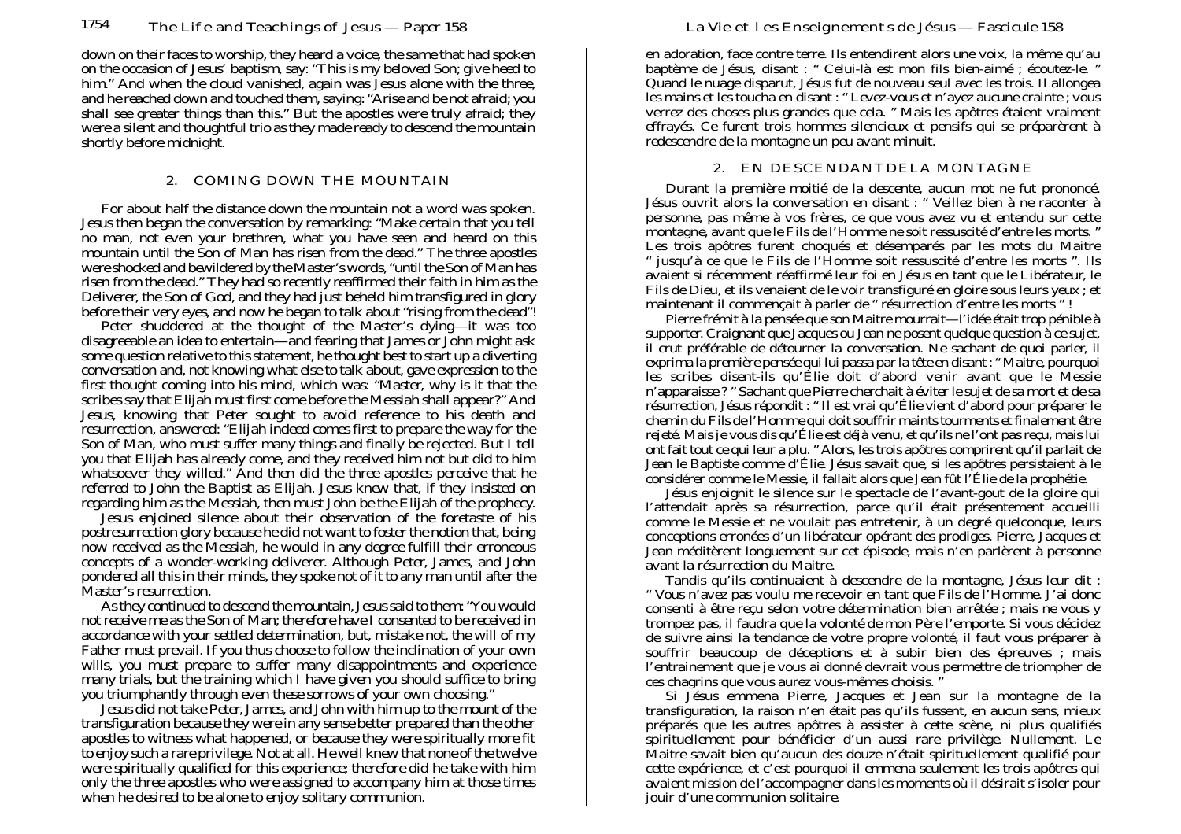down on their faces to worship, they heard a voice, the same that had spoken on the occasion of Jesus' baptism, say: "This is my beloved Son; give heed to him." And when the cloud vanished, again was Jesus alone with the three, and he reached down and touched them, saying: "Arise and be not afraid; you shall see greater things than this." But the apostles were truly afraid; they were a silent and thoughtful trio as they made ready to descend the mountain shortly before midnight.

## 2. COMING DOWN THE MOUNTAIN

For about half the distance down the mountain not a word was spoken. Jesus then began the conversation by remarking: "Make certain that you tell no man, not even your brethren, what you have seen and heard on this mountain until the Son of Man has risen from the dead." The three apostles were shocked and bewildered by the Master's words, "until the Son of Man has risen from the dead." They had so recently reaffirmed their faith in him as the Deliverer, the Son of God, and they had just beheld him transfigured in glory before their very eyes, and now he began to talk about "rising from the dead"!

Peter shuddered at the thought of the Master's dying—it was too disagreeable an idea to entertain—and fearing that James or John might ask some question relative to this statement, he thought best to start up a diverting conversation and, not knowing what else to talk about, gave expression to the first thought coming into his mind, which was: "Master, why is it that the scribes say that Elijah must first come before the Messiah shall appear?" And Jesus, knowing that Peter sought to avoid reference to his death and resurrection, answered: "Elijah indeed comes first to prepare the way for the Son of Man, who must suffer many things and finally be rejected. But I tell you that Elijah has already come, and they received him not but did to him whatsoever they willed." And then did the three apostles perceive that he referred to John the Baptist as Elijah. Jesus knew that, if they insisted on regarding him as the Messiah, then must John be the Elijah of the prophecy.

Jesus enjoined silence about their observation of the foretaste of his postresurrection glory because he did not want to foster the notion that, being now received as the Messiah, he would in any degree fulfill their erroneous concepts of a wonder-working deliverer. Although Peter, James, and John pondered all this in their minds, they spoke not of it to any man until after the Master's resurrection.

As they continued to descend the mountain, Jesus said to them: "You would not receive me as the Son of Man; therefore have I consented to be received in accordance with your settled determination, but, mistake not, the will of my Father must prevail. If you thus choose to follow the inclination of your own wills, you must prepare to suffer many disappointments and experience many trials, but the training which I have given you should suffice to bring you triumphantly through even these sorrows of your own choosing."

Jesus did not take Peter, James, and John with him up to the mount of the transfiguration because they were in any sense better prepared than the other apostles to witness what happened, or because they were spiritually more fit to enjoy such a rare privilege. Not at all. He well knew that none of the twelve were spiritually qualified for this experience; therefore did he take with him only the three apostles who were assigned to accompany him at those times when he desired to be alone to enjoy solitary communion.

en adoration, face contre terre. Ils entendirent alors une voix, la même qu'au baptême de Jésus, disant : " Celui-là est mon fils bien-aimé ; écoutez-le. " Quand le nuage disparut, Jésus fut de nouveau seul avec les trois. Il allongea les mains et les toucha en disant : " Levez-vous et n'ayez aucune crainte ; vous verrez des choses plus grandes que cela. " Mais les apôtres étaient vraiment effrayés. Ce furent trois hommes silencieux et pensifs qui se préparèrent à redescendre de la montagne un peu avant minuit.

## 2. EN DESCENDANT DE LA MONTAGNE

Durant la première moitié de la descente, aucun mot ne fut prononcé. Jésus ouvrit alors la conversation en disant : " Veillez bien à ne raconter à personne, pas même à vos frères, ce que vous avez vu et entendu sur cette montagne, avant que le Fils de l'Homme ne soit ressuscité d'entre les morts. " Les trois apôtres furent choqués et désemparés par les mots du Maitre " jusqu'à ce que le Fils de l'Homme soit ressuscité d'entre les morts ". Ils avaient si récemment réaffirmé leur foi en Jésus en tant que le Libérateur, le Fils de Dieu, et ils venaient de le voir transfiguré en gloire sous leurs yeux ; et maintenant il commençait à parler de " résurrection d'entre les morts " !

Pierre frémit à la pensée que son Maitre mourrait—l'idée était trop pénible à supporter. Craignant que Jacques ou Jean ne posent quelque question à ce sujet, il crut préférable de détourner la conversation. Ne sachant de quoi parler, il exprima la première pensée qui lui passa par la tête en disant : " Maitre, pourquoi les scribes disent-ils qu'Élie doit d'abord venir avant que le Messie n'apparaisse ? " Sachant que Pierre cherchait à éviter le sujet de sa mort et de sa résurrection, Jésus répondit : " Il est vrai qu'Élie vient d'abord pour préparer le chemin du Fils de l'Homme qui doit souffrir maints tourments et finalement être rejeté. Mais je vous dis qu'Élie est déjà venu, et qu'ils ne l'ont pas reçu, mais lui ont fait tout ce qui leur a plu. " Alors, les trois apôtres comprirent qu'il parlait de Jean le Baptiste comme d'Élie. Jésus savait que, si les apôtres persistaient à le considérer comme le Messie, il fallait alors que Jean fût l'Élie de la prophétie.

Jésus enjoignit le silence sur le spectacle de l'avant-gout de la gloire qui l'attendait après sa résurrection, parce qu'il était présentement accueilli comme le Messie et ne voulait pas entretenir, à un degré quelconque, leurs conceptions erronées d'un libérateur opérant des prodiges. Pierre, Jacques et Jean méditèrent longuement sur cet épisode, mais n'en parlèrent à personne avant la résurrection du Maitre.

Tandis qu'ils continuaient à descendre de la montagne, Jésus leur dit : " Vous n'avez pas voulu me recevoir en tant que Fils de l'Homme. J'ai donc consenti à être reçu selon votre détermination bien arrêtée ; mais ne vous y trompez pas, il faudra que la volonté de mon Père l'emporte. Si vous décidez de suivre ainsi la tendance de votre propre volonté, il faut vous préparer à souffrir beaucoup de déceptions et à subir bien des épreuves ; mais l'entrainement que je vous ai donné devrait vous permettre de triompher de ces chagrins que vous aurez vous-mêmes choisis. "

Si Jésus emmena Pierre, Jacques et Jean sur la montagne de la transfiguration, la raison n'en était pas qu'ils fussent, en aucun sens, mieux préparés que les autres apôtres à assister à cette scène, ni plus qualifiés spirituellement pour bénéficier d'un aussi rare privilège. Nullement. Le Maitre savait bien qu'aucun des douze n'était spirituellement qualifié pour cette expérience, et c'est pourquoi il emmena seulement les trois apôtres qui avaient mission de l'accompagner dans les moments où il désirait s'isoler pour jouir d'une communion solitaire.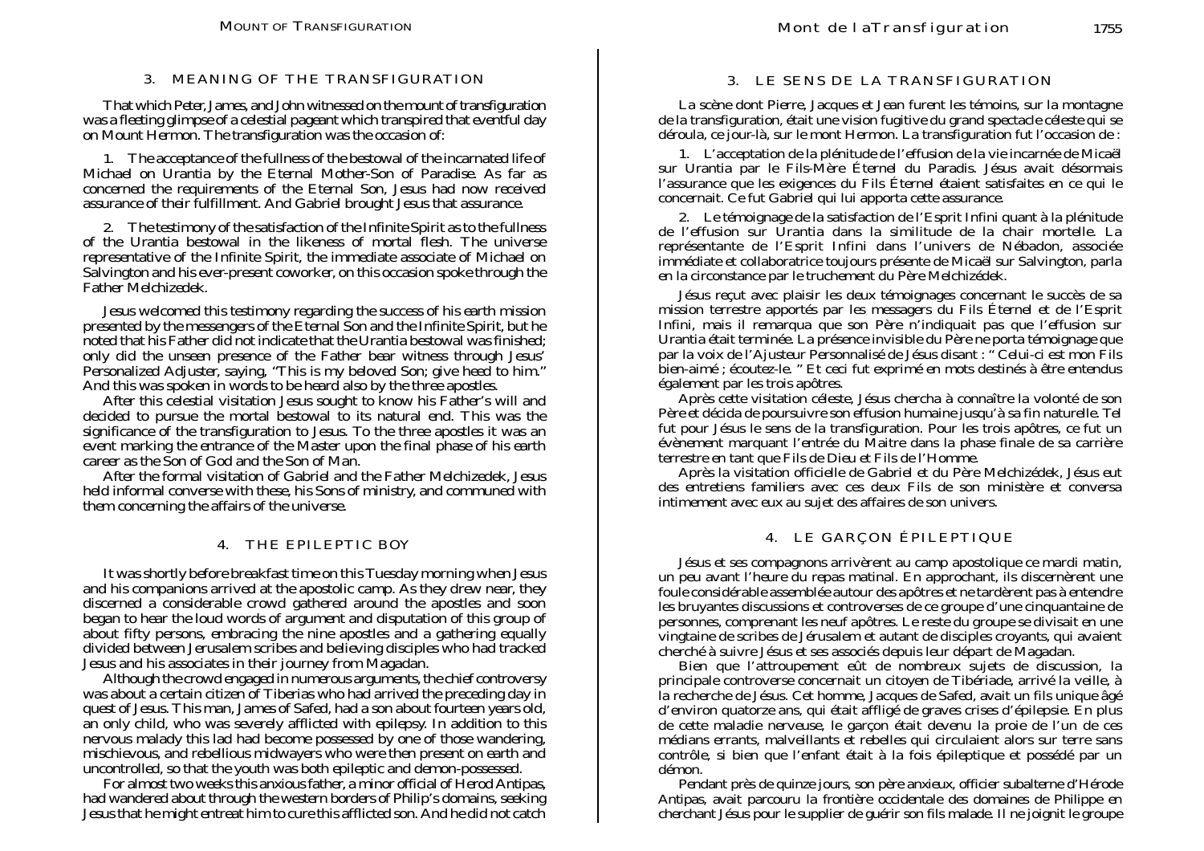## 3. MEANING OF THE TRANSFIGURATION

That which Peter, James, and John witnessed on the mount of transfiguration was a fleeting glimpse of a celestial pageant which transpired that eventful day on Mount Hermon. The transfiguration was the occasion of:

1. The acceptance of the fullness of the bestowal of the incarnated life of Michael on Urantia by the Eternal Mother-Son of Paradise. As far as concerned the requirements of the Eternal Son, Jesus had now received assurance of their fulfillment. And Gabriel brought Jesus that assurance.

2. The testimony of the satisfaction of the Infinite Spirit as to the fullness of the Urantia bestowal in the likeness of mortal flesh. The universe representative of the Infinite Spirit, the immediate associate of Michael on Salvington and his ever-present coworker, on this occasion spoke through the Father Melchizedek.

Jesus welcomed this testimony regarding the success of his earth mission presented by the messengers of the Eternal Son and the Infinite Spirit, but he noted that his Father did not indicate that the Urantia bestowal was finished; only did the unseen presence of the Father bear witness through Jesus' Personalized Adjuster, saying, "This is my beloved Son; give heed to him." And this was spoken in words to be heard also by the three apostles.

After this celestial visitation Jesus sought to know his Father's will and decided to pursue the mortal bestowal to its natural end. This was the significance of the transfiguration to Jesus. To the three apostles it was an event marking the entrance of the Master upon the final phase of his earth career as the Son of God and the Son of Man.

After the formal visitation of Gabriel and the Father Melchizedek, Jesus held informal converse with these, his Sons of ministry, and communed with them concerning the affairs of the universe.

## 4. THE EPILEPTIC BOY

It was shortly before breakfast time on this Tuesday morning when Jesus and his companions arrived at the apostolic camp. As they drew near, they discerned a considerable crowd gathered around the apostles and soon began to hear the loud words of argument and disputation of this group of about fifty persons, embracing the nine apostles and a gathering equally divided between Jerusalem scribes and believing disciples who had tracked Jesus and his associates in their journey from Magadan.

Although the crowd engaged in numerous arguments, the chief controversy was about a certain citizen of Tiberias who had arrived the preceding day in quest of Jesus. This man, James of Safed, had a son about fourteen years old, an only child, who was severely afflicted with epilepsy. In addition to this nervous malady this lad had become possessed by one of those wandering, mischievous, and rebellious midwayers who were then present on earth and uncontrolled, so that the youth was both epileptic and demon-possessed.

For almost two weeks this anxious father, a minor official of Herod Antipas, had wandered about through the western borders of Philip's domains, seeking Jesus that he might entreat him to cure this afflicted son. And he did not catch

## 3. LE SENS DE LA TRANSFIGURATION

La scène dont Pierre, Jacques et Jean furent les témoins, sur la montagne de la transfiguration, était une vision fugitive du grand spectacle céleste qui se déroula, ce jour-là, sur le mont Hermon. La transfiguration fut l'occasion de :

1. L'acceptation de la plénitude de l'effusion de la vie incarnée de Micaël sur Urantia par le Fils-Mère Éternel du Paradis. Jésus avait désormais l'assurance que les exigences du Fils Éternel étaient satisfaites en ce qui le concernait. Ce fut Gabriel qui lui apporta cette assurance.

2. Le témoignage de la satisfaction de l'Esprit Infini quant à la plénitude de l'effusion sur Urantia dans la similitude de la chair mortelle. La représentante de l'Esprit Infini dans l'univers de Nébadon, associée immédiate et collaboratrice toujours présente de Micaël sur Salvington, parla en la circonstance par le truchement du Père Melchizédek.

Jésus reçut avec plaisir les deux témoignages concernant le succès de sa mission terrestre apportés par les messagers du Fils Éternel et de l'Esprit Infini, mais il remarqua que son Père n'indiquait pas que l'effusion sur Urantia était terminée. La présence invisible du Père ne porta témoignage que par la voix de l'Ajusteur Personnalisé de Jésus disant : " Celui-ci est mon Fils bien-aimé ; écoutez-le. " Et ceci fut exprimé en mots destinés à être entendus également par les trois apôtres.

Après cette visitation céleste, Jésus chercha à connaître la volonté de son Père et décida de poursuivre son effusion humaine jusqu'à sa fin naturelle. Tel fut pour Jésus le sens de la transfiguration. Pour les trois apôtres, ce fut un évènement marquant l'entrée du Maitre dans la phase finale de sa carrière terrestre en tant que Fils de Dieu et Fils de l'Homme.

Après la visitation officielle de Gabriel et du Père Melchizédek, Jésus eut des entretiens familiers avec ces deux Fils de son ministère et conversa intimement avec eux au sujet des affaires de son univers.

## 4. LE GARÇON ÉPILEPTIQUE

Jésus et ses compagnons arrivèrent au camp apostolique ce mardi matin, un peu avant l'heure du repas matinal. En approchant, ils discernèrent une foule considérable assemblée autour des apôtres et ne tardèrent pas à entendre les bruyantes discussions et controverses de ce groupe d'une cinquantaine de personnes, comprenant les neuf apôtres. Le reste du groupe se divisait en une vingtaine de scribes de Jérusalem et autant de disciples croyants, qui avaient cherché à suivre Jésus et ses associés depuis leur départ de Magadan.

Bien que l'attroupement eût de nombreux sujets de discussion, la principale controverse concernait un citoyen de Tibériade, arrivé la veille, à la recherche de Jésus. Cet homme, Jacques de Safed, avait un fils unique âgé d'environ quatorze ans, qui était affligé de graves crises d'épilepsie. En plus de cette maladie nerveuse, le garçon était devenu la proie de l'un de ces médians errants, malveillants et rebelles qui circulaient alors sur terre sans contrôle, si bien que l'enfant était à la fois épileptique et possédé par un démon.

Pendant près de quinze jours, son père anxieux, officier subalterne d'Hérode Antipas, avait parcouru la frontière occidentale des domaines de Philippe en cherchant Jésus pour le supplier de guérir son fils malade. Il ne joignit le groupe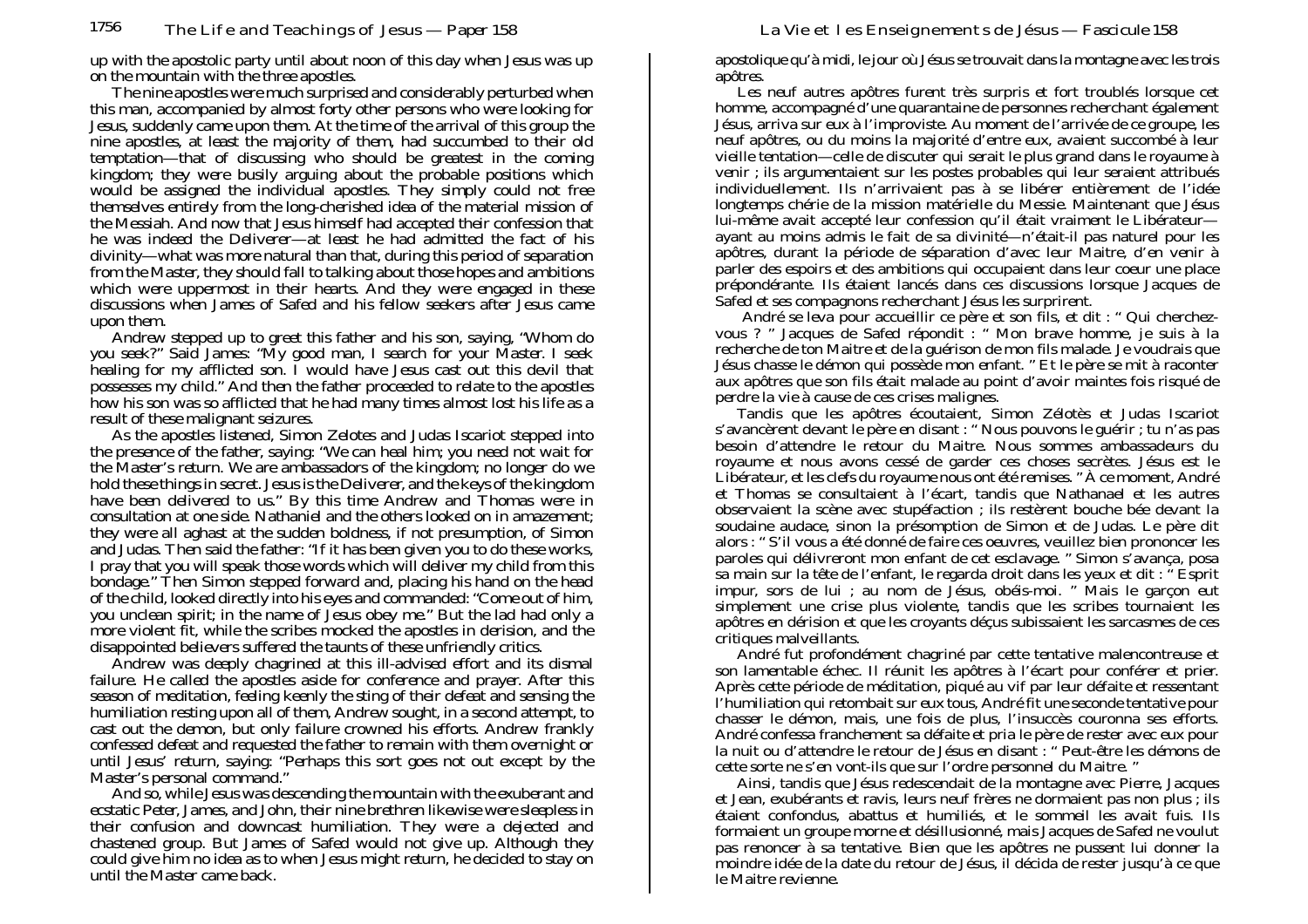up with the apostolic party until about noon of this day when Jesus was up on the mountain with the three apostles.

The nine apostles were much surprised and considerably perturbed when this man, accompanied by almost forty other persons who were looking for Jesus, suddenly came upon them. At the time of the arrival of this group the nine apostles, at least the majority of them, had succumbed to their old temptation—that of discussing who should be greatest in the coming kingdom; they were busily arguing about the probable positions which would be assigned the individual apostles. They simply could not free themselves entirely from the long-cherished idea of the material mission of the Messiah. And now that Jesus himself had accepted their confession that he was indeed the Deliverer—at least he had admitted the fact of his divinity—what was more natural than that, during this period of separation from the Master, they should fall to talking about those hopes and ambitions which were uppermost in their hearts. And they were engaged in these discussions when James of Safed and his fellow seekers after Jesus came upon them.

Andrew stepped up to greet this father and his son, saying, "Whom do you seek?" Said James: "My good man, I search for your Master. I seek healing for my afflicted son. I would have Jesus cast out this devil that possesses my child." And then the father proceeded to relate to the apostles how his son was so afflicted that he had many times almost lost his life as a result of these malignant seizures.

As the apostles listened, Simon Zelotes and Judas Iscariot stepped into the presence of the father, saying: "We can heal him; you need not wait for the Master's return. We are ambassadors of the kingdom; no longer do we hold these things in secret. Jesus is the Deliverer, and the keys of the kingdom have been delivered to us." By this time Andrew and Thomas were in consultation at one side. Nathaniel and the others looked on in amazement; they were all aghast at the sudden boldness, if not presumption, of Simon and Judas. Then said the father: "If it has been given you to do these works, I pray that you will speak those words which will deliver my child from this bondage." Then Simon stepped forward and, placing his hand on the head of the child, looked directly into his eyes and commanded: "Come out of him, you unclean spirit; in the name of Jesus obey me." But the lad had only a more violent fit, while the scribes mocked the apostles in derision, and the disappointed believers suffered the taunts of these unfriendly critics.

Andrew was deeply chagrined at this ill-advised effort and its dismal failure. He called the apostles aside for conference and prayer. After this season of meditation, feeling keenly the sting of their defeat and sensing the humiliation resting upon all of them, Andrew sought, in a second attempt, to cast out the demon, but only failure crowned his efforts. Andrew frankly confessed defeat and requested the father to remain with them overnight or until Jesus' return, saying: "Perhaps this sort goes not out except by the Master's personal command."

And so, while Jesus was descending the mountain with the exuberant and ecstatic Peter, James, and John, their nine brethren likewise were sleepless in their confusion and downcast humiliation. They were a dejected and chastened group. But James of Safed would not give up. Although they could give him no idea as to when Jesus might return, he decided to stay on until the Master came back.

apostolique qu'à midi, le jour où Jésus se trouvait dans la montagne avec les trois apôtres.

Les neuf autres apôtres furent très surpris et fort troublés lorsque cet homme, accompagné d'une quarantaine de personnes recherchant également Jésus, arriva sur eux à l'improviste. Au moment de l'arrivée de ce groupe, les neuf apôtres, ou du moins la majorité d'entre eux, avaient succombé à leur vieille tentation—celle de discuter qui serait le plus grand dans le royaume à venir ; ils argumentaient sur les postes probables qui leur seraient attribués individuellement. Ils n'arrivaient pas à se libérer entièrement de l'idée longtemps chérie de la mission matérielle du Messie. Maintenant que Jésus lui-même avait accepté leur confession qu'il était vraiment le Libérateur—ayant au moins admis le fait de sa divinité—n'était-il pas naturel pour les apôtres, durant la période de séparation d'avec leur Maitre, d'en venir à parler des espoirs et des ambitions qui occupaient dans leur coeur une place prépondérante. Ils étaient lancés dans ces discussions lorsque Jacques de Safed et ses compagnons recherchant Jésus les surprirent.

André se leva pour accueillir ce père et son fils, et dit : " Qui cherchez-vous ? " Jacques de Safed répondit : " Mon brave homme, je suis à la recherche de ton Maitre et de la guérison de mon fils malade. Je voudrais que Jésus chasse le démon qui possède mon enfant. " Et le père se mit à raconter aux apôtres que son fils était malade au point d'avoir maintes fois risqué de perdre la vie à cause de ces crises malignes.

Tandis que les apôtres écoutaient, Simon Zélotès et Judas Iscariot s'avancèrent devant le père en disant : " Nous pouvons le guérir ; tu n'as pas besoin d'attendre le retour du Maitre. Nous sommes ambassadeurs du royaume et nous avons cessé de garder ces choses secrètes. Jésus est le Libérateur, et les clefs du royaume nous ont été remises. " À ce moment, André et Thomas se consultaient à l'écart, tandis que Nathanael et les autres observaient la scène avec stupéfaction ; ils restèrent bouche bée devant la soudaine audace, sinon la présomption de Simon et de Judas. Le père dit alors : " S'il vous a été donné de faire ces oeuvres, veuillez bien prononcer les paroles qui délivreront mon enfant de cet esclavage. " Simon s'avança, posa sa main sur la tête de l'enfant, le regarda droit dans les yeux et dit : " Esprit impur, sors de lui ; au nom de Jésus, obéis-moi. " Mais le garçon eut simplement une crise plus violente, tandis que les scribes tournaient les apôtres en dérision et que les croyants déçus subissaient les sarcasmes de ces critiques malveillants.

André fut profondément chagriné par cette tentative malencontreuse et son lamentable échec. Il réunit les apôtres à l'écart pour conférer et prier. Après cette période de méditation, piqué au vif par leur défaite et ressentant l'humiliation qui retombait sur eux tous, André fit une seconde tentative pour chasser le démon, mais, une fois de plus, l'insuccès couronna ses efforts. André confessa franchement sa défaite et pria le père de rester avec eux pour la nuit ou d'attendre le retour de Jésus en disant : " Peut-être les démons de cette sorte ne s'en vont-ils que sur l'ordre personnel du Maitre. "

Ainsi, tandis que Jésus redescendait de la montagne avec Pierre, Jacques et Jean, exubérants et ravis, leurs neuf frères ne dormaient pas non plus ; ils étaient confondus, abattus et humiliés, et le sommeil les avait fuis. Ils formaient un groupe morne et désillusionné, mais Jacques de Safed ne voulut pas renoncer à sa tentative. Bien que les apôtres ne pussent lui donner la moindre idée de la date du retour de Jésus, il décida de rester jusqu'à ce que le Maitre revienne.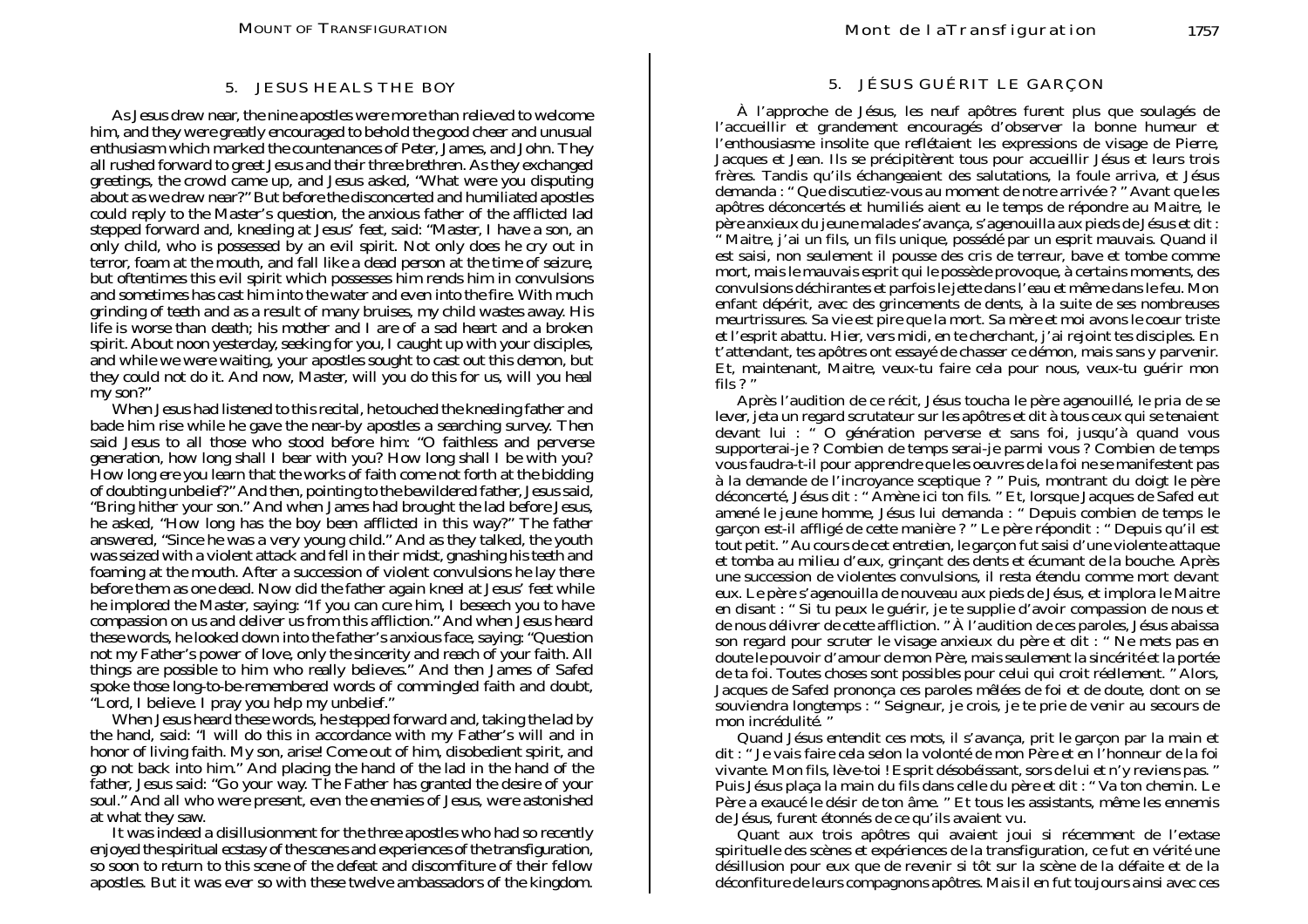## 5. JESUS HEALS THE BOY

As Jesus drew near, the nine apostles were more than relieved to welcome him, and they were greatly encouraged to behold the good cheer and unusual enthusiasm which marked the countenances of Peter, James, and John. They all rushed forward to greet Jesus and their three brethren. As they exchanged greetings, the crowd came up, and Jesus asked, "What were you disputing about as we drew near?" But before the disconcerted and humiliated apostles could reply to the Master's question, the anxious father of the afflicted lad stepped forward and, kneeling at Jesus' feet, said: "Master, I have a son, an only child, who is possessed by an evil spirit. Not only does he cry out in terror, foam at the mouth, and fall like a dead person at the time of seizure, but oftentimes this evil spirit which possesses him rends him in convulsions and sometimes has cast him into the water and even into the fire. With much grinding of teeth and as a result of many bruises, my child wastes away. His life is worse than death; his mother and I are of a sad heart and a broken spirit. About noon yesterday, seeking for you, I caught up with your disciples, and while we were waiting, your apostles sought to cast out this demon, but they could not do it. And now, Master, will you do this for us, will you heal my son?"

When Jesus had listened to this recital, he touched the kneeling father and bade him rise while he gave the near-by apostles a searching survey. Then said Jesus to all those who stood before him: "O faithless and perverse generation, how long shall I bear with you? How long shall I be with you? How long ere you learn that the works of faith come not forth at the bidding of doubting unbelief?" And then, pointing to the bewildered father, Jesus said, "Bring hither your son." And when James had brought the lad before Jesus, he asked, "How long has the boy been afflicted in this way?" The father answered, "Since he was a very young child." And as they talked, the youth was seized with a violent attack and fell in their midst, gnashing his teeth and foaming at the mouth. After a succession of violent convulsions he lay there before them as one dead. Now did the father again kneel at Jesus' feet while he implored the Master, saying: "If you can cure him, I beseech you to have compassion on us and deliver us from this affliction." And when Jesus heard these words, he looked down into the father's anxious face, saying: "Question not my Father's power of love, only the sincerity and reach of your faith. All things are possible to him who really believes." And then James of Safed spoke those long-to-be-remembered words of commingled faith and doubt, "Lord, I believe. I pray you help my unbelief."

When Jesus heard these words, he stepped forward and, taking the lad by the hand, said: "I will do this in accordance with my Father's will and in honor of living faith. My son, arise! Come out of him, disobedient spirit, and go not back into him." And placing the hand of the lad in the hand of the father, Jesus said: "Go your way. The Father has granted the desire of your soul." And all who were present, even the enemies of Jesus, were astonished at what they saw.

It was indeed a disillusionment for the three apostles who had so recently enjoyed the spiritual ecstasy of the scenes and experiences of the transfiguration, so soon to return to this scene of the defeat and discomfiture of their fellow apostles. But it was ever so with these twelve ambassadors of the kingdom.

## 5. JÉSUS GUÉRIT LE GARÇON

À l'approche de Jésus, les neuf apôtres furent plus que soulagés de l'accueillir et grandement encouragés d'observer la bonne humeur et l'enthousiasme insolite que reflétaient les expressions de visage de Pierre, Jacques et Jean. Ils se précipitèrent tous pour accueillir Jésus et leurs trois frères. Tandis qu'ils échangeaient des salutations, la foule arriva, et Jésus demanda : " Que discutiez-vous au moment de notre arrivée ? " Avant que les apôtres déconcertés et humiliés aient eu le temps de répondre au Maitre, le père anxieux du jeune malade s'avança, s'agenouilla aux pieds de Jésus et dit : " Maitre, j'ai un fils, un fils unique, possédé par un esprit mauvais. Quand il est saisi, non seulement il pousse des cris de terreur, bave et tombe comme mort, mais le mauvais esprit qui le possède provoque, à certains moments, des convulsions déchirantes et parfois le jette dans l'eau et même dans le feu. Mon enfant dépérit, avec des grincements de dents, à la suite de ses nombreuses meurtrissures. Sa vie est pire que la mort. Sa mère et moi avons le coeur triste et l'esprit abattu. Hier, vers midi, en te cherchant, j'ai rejoint tes disciples. En t'attendant, tes apôtres ont essayé de chasser ce démon, mais sans y parvenir. Et, maintenant, Maitre, veux-tu faire cela pour nous, veux-tu guérir mon fils ? "

Après l'audition de ce récit, Jésus toucha le père agenouillé, le pria de se lever, jeta un regard scrutateur sur les apôtres et dit à tous ceux qui se tenaient devant lui : " O génération perverse et sans foi, jusqu'à quand vous supporterai-je ? Combien de temps serai-je parmi vous ? Combien de temps vous faudra-t-il pour apprendre que les oeuvres de la foi ne se manifestent pas à la demande de l'incroyance sceptique ? " Puis, montrant du doigt le père déconcerté, Jésus dit : " Amène ici ton fils. " Et, lorsque Jacques de Safed eut amené le jeune homme, Jésus lui demanda : " Depuis combien de temps le garçon est-il affligé de cette manière ? " Le père répondit : " Depuis qu'il est tout petit. " Au cours de cet entretien, le garçon fut saisi d'une violente attaque et tomba au milieu d'eux, grinçant des dents et écumant de la bouche. Après une succession de violentes convulsions, il resta étendu comme mort devant eux. Le père s'agenouilla de nouveau aux pieds de Jésus, et implora le Maitre en disant : " Si tu peux le guérir, je te supplie d'avoir compassion de nous et de nous délivrer de cette affliction. " À l'audition de ces paroles, Jésus abaissa son regard pour scruter le visage anxieux du père et dit : " Ne mets pas en doute le pouvoir d'amour de mon Père, mais seulement la sincérité et la portée de ta foi. Toutes choses sont possibles pour celui qui croit réellement. " Alors, Jacques de Safed prononça ces paroles mêlées de foi et de doute, dont on se souviendra longtemps : " Seigneur, je crois, je te prie de venir au secours de mon incrédulité. "

Quand Jésus entendit ces mots, il s'avança, prit le garçon par la main et dit : " Je vais faire cela selon la volonté de mon Père et en l'honneur de la foi vivante. Mon fils, lève-toi ! Esprit désobéissant, sors de lui et n'y reviens pas. " Puis Jésus plaça la main du fils dans celle du père et dit : " Va ton chemin. Le Père a exaucé le désir de ton âme. " Et tous les assistants, même les ennemis de Jésus, furent étonnés de ce qu'ils avaient vu.

Quant aux trois apôtres qui avaient joui si récemment de l'extase spirituelle des scènes et expériences de la transfiguration, ce fut en vérité une désillusion pour eux que de revenir si tôt sur la scène de la défaite et de la déconfiture de leurs compagnons apôtres. Mais il en fut toujours ainsi avec ces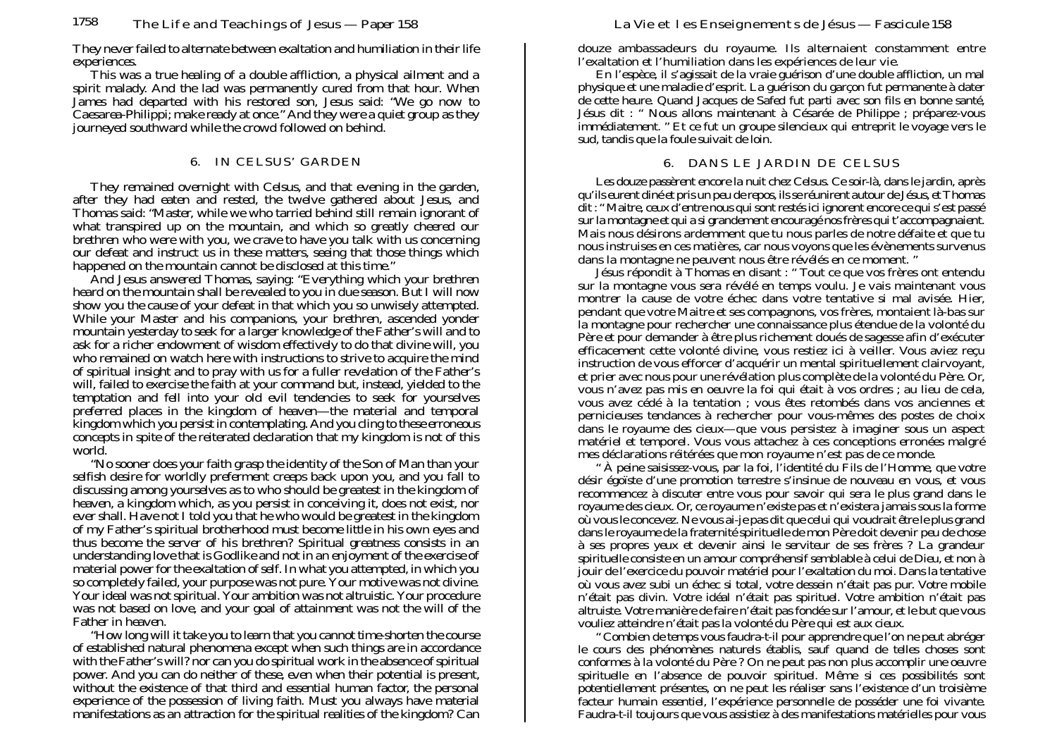They never failed to alternate between exaltation and humiliation in their life experiences.

This was a true healing of a double affliction, a physical ailment and a spirit malady. And the lad was permanently cured from that hour. When James had departed with his restored son, Jesus said: "We go now to Caesarea-Philippi; make ready at once." And they were a quiet group as they journeyed southward while the crowd followed on behind.

## 6. IN CELSUS' GARDEN

They remained overnight with Celsus, and that evening in the garden, after they had eaten and rested, the twelve gathered about Jesus, and Thomas said: "Master, while we who tarried behind still remain ignorant of what transpired up on the mountain, and which so greatly cheered our brethren who were with you, we crave to have you talk with us concerning our defeat and instruct us in these matters, seeing that those things which happened on the mountain cannot be disclosed at this time."

And Jesus answered Thomas, saying: "Everything which your brethren heard on the mountain shall be revealed to you in due season. But I will now show you the cause of your defeat in that which you so unwisely attempted. While your Master and his companions, your brethren, ascended yonder mountain yesterday to seek for a larger knowledge of the Father's will and to ask for a richer endowment of wisdom effectively to do that divine will, you who remained on watch here with instructions to strive to acquire the mind of spiritual insight and to pray with us for a fuller revelation of the Father's will, failed to exercise the faith at your command but, instead, yielded to the temptation and fell into your old evil tendencies to seek for yourselves preferred places in the kingdom of heaven—the material and temporal kingdom which you persist in contemplating. And you cling to these erroneous concepts in spite of the reiterated declaration that my kingdom is not of this world.

"No sooner does your faith grasp the identity of the Son of Man than your selfish desire for worldly preferment creeps back upon you, and you fall to discussing among yourselves as to who should be greatest in the kingdom of heaven, a kingdom which, as you persist in conceiving it, does not exist, nor ever shall. Have not I told you that he who would be greatest in the kingdom of my Father's spiritual brotherhood must become little in his own eyes and thus become the server of his brethren? Spiritual greatness consists in an understanding love that is Godlike and not in an enjoyment of the exercise of material power for the exaltation of self. In what you attempted, in which you so completely failed, your purpose was not pure. Your motive was not divine. Your ideal was not spiritual. Your ambition was not altruistic. Your procedure was not based on love, and your goal of attainment was not the will of the Father in heaven.

"How long will it take you to learn that you cannot time-shorten the course of established natural phenomena except when such things are in accordance with the Father's will? nor can you do spiritual work in the absence of spiritual power. And you can do neither of these, even when their potential is present, without the existence of that third and essential human factor, the personal experience of the possession of living faith. Must you always have material manifestations as an attraction for the spiritual realities of the kingdom? Can

douze ambassadeurs du royaume. Ils alternaient constamment entre l'exaltation et l'humiliation dans les expériences de leur vie.

En l'espèce, il s'agissait de la vraie guérison d'une double affliction, un mal physique et une maladie d'esprit. La guérison du garçon fut permanente à dater de cette heure. Quand Jacques de Safed fut parti avec son fils en bonne santé, Jésus dit : « Nous allons maintenant à Césarée de Philippe ; préparez-vous immédiatement. » Et ce fut un groupe silencieux qui entreprit le voyage vers le sud, tandis que la foule suivait de loin.

## 6. DANS LE JARDIN DE CELSUS

Les douze passèrent encore la nuit chez Celsus. Ce soir-là, dans le jardin, après qu'ils eurent dîné et pris un peu de repos, ils se réunirent autour de Jésus, et Thomas dit : « Maitre, ceux d'entre nous qui sont restés ici ignorent encore ce qui s'est passé sur la montagne et qui a si grandement encouragé nos frères qui t'accompagnaient. Mais nous désirons ardemment que tu nous parles de notre défaite et que tu nous instruises en ces matières, car nous voyons que les évènements survenus dans la montagne ne peuvent nous être révélés en ce moment. »

Jésus répondit à Thomas en disant : « Tout ce que vos frères ont entendu sur la montagne vous sera révélé en temps voulu. Je vais maintenant vous montrer la cause de votre échec dans votre tentative si mal avisée. Hier, pendant que votre Maitre et ses compagnons, vos frères, montaient là-bas sur la montagne pour rechercher une connaissance plus étendue de la volonté du Père et pour demander à être plus richement doués de sagesse afin d'exécuter efficacement cette volonté divine, vous restiez ici à veiller. Vous aviez reçu instruction de vous efforcer d'acquérir un mental spirituellement clairvoyant, et prier avec nous pour une révélation plus complète de la volonté du Père. Or, vous n'avez pas mis en oeuvre la foi qui était à vos ordres ; au lieu de cela, vous avez cédé à la tentation ; vous êtes retombés dans vos anciennes et pernicieuses tendances à rechercher pour vous-mêmes des postes de choix dans le royaume des cieux—que vous persistez à imaginer sous un aspect matériel et temporel. Vous vous attachez à ces conceptions erronées malgré mes déclarations réitérées que mon royaume n'est pas de ce monde.

« À peine saisissez-vous, par la foi, l'identité du Fils de l'Homme, que votre désir égoïste d'une promotion terrestre s'insinue de nouveau en vous, et vous recommencez à discuter entre vous pour savoir qui sera le plus grand dans le royaume des cieux. Or, ce royaume n'existe pas et n'existera jamais sous la forme où vous le concevez. Ne vous ai-je pas dit que celui qui voudrait être le plus grand dans le royaume de la fraternité spirituelle de mon Père doit devenir peu de chose à ses propres yeux et devenir ainsi le serviteur de ses frères ? La grandeur spirituelle consiste en un amour compréhensif semblable à celui de Dieu, et non à jouir de l'exercice du pouvoir matériel pour l'exaltation du moi. Dans la tentative où vous avez subi un échec si total, votre dessein n'était pas pur. Votre mobile n'était pas divin. Votre idéal n'était pas spirituel. Votre ambition n'était pas altruiste. Votre manière de faire n'était pas fondée sur l'amour, et le but que vous vouliez atteindre n'était pas la volonté du Père qui est aux cieux.

« Combien de temps vous faudra-t-il pour apprendre que l'on ne peut abréger le cours des phénomènes naturels établis, sauf quand de telles choses sont conformes à la volonté du Père ? On ne peut pas non plus accomplir une oeuvre spirituelle en l'absence de pouvoir spirituel. Même si ces possibilités sont potentiellement présentes, on ne peut les réaliser sans l'existence d'un troisième facteur humain essentiel, l'expérience personnelle de posséder une foi vivante. Faudra-t-il toujours que vous assistiez à des manifestations matérielles pour vous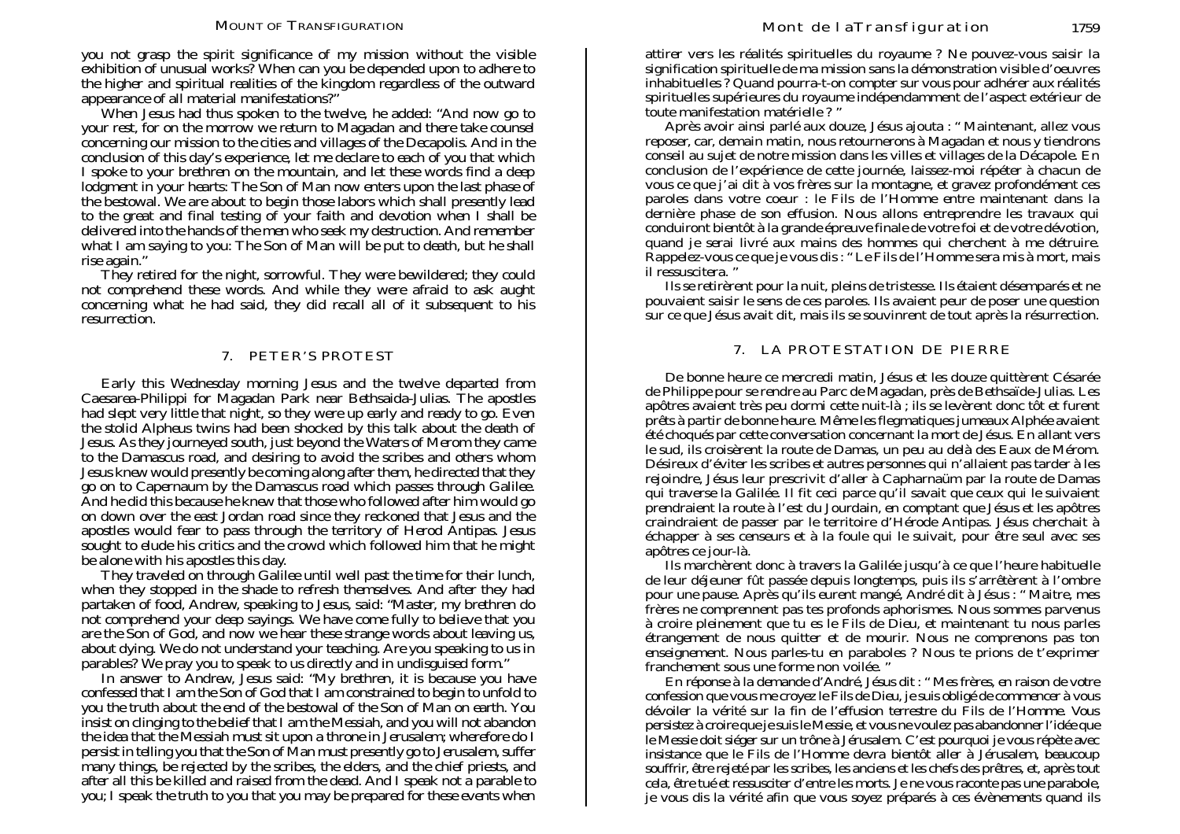you not grasp the spirit significance of my mission without the visible exhibition of unusual works? When can you be depended upon to adhere to the higher and spiritual realities of the kingdom regardless of the outward appearance of all material manifestations?"

When Jesus had thus spoken to the twelve, he added: "And now go to your rest, for on the morrow we return to Magadan and there take counsel concerning our mission to the cities and villages of the Decapolis. And in the conclusion of this day's experience, let me declare to each of you that which I spoke to your brethren on the mountain, and let these words find a deep lodgment in your hearts: The Son of Man now enters upon the last phase of the bestowal. We are about to begin those labors which shall presently lead to the great and final testing of your faith and devotion when I shall be delivered into the hands of the men who seek my destruction. And remember what I am saying to you: The Son of Man will be put to death, but he shall rise again."

They retired for the night, sorrowful. They were bewildered; they could not comprehend these words. And while they were afraid to ask aught concerning what he had said, they did recall all of it subsequent to his resurrection.

## 7. PETER'S PROTEST

Early this Wednesday morning Jesus and the twelve departed from Caesarea-Philippi for Magadan Park near Bethsaida-Julias. The apostles had slept very little that night, so they were up early and ready to go. Even the stolid Alpheus twins had been shocked by this talk about the death of Jesus. As they journeyed south, just beyond the Waters of Merom they came to the Damascus road, and desiring to avoid the scribes and others whom Jesus knew would presently be coming along after them, he directed that they go on to Capernaum by the Damascus road which passes through Galilee. And he did this because he knew that those who followed after him would go on down over the east Jordan road since they reckoned that Jesus and the apostles would fear to pass through the territory of Herod Antipas. Jesus sought to elude his critics and the crowd which followed him that he might be alone with his apostles this day.

They traveled on through Galilee until well past the time for their lunch, when they stopped in the shade to refresh themselves. And after they had partaken of food, Andrew, speaking to Jesus, said: "Master, my brethren do not comprehend your deep sayings. We have come fully to believe that you are the Son of God, and now we hear these strange words about leaving us, about dying. We do not understand your teaching. Are you speaking to us in parables? We pray you to speak to us directly and in undisguised form."

In answer to Andrew, Jesus said: "My brethren, it is because you have confessed that I am the Son of God that I am constrained to begin to unfold to you the truth about the end of the bestowal of the Son of Man on earth. You insist on clinging to the belief that I am the Messiah, and you will not abandon the idea that the Messiah must sit upon a throne in Jerusalem; wherefore do I persist in telling you that the Son of Man must presently go to Jerusalem, suffer many things, be rejected by the scribes, the elders, and the chief priests, and after all this be killed and raised from the dead. And I speak not a parable to you; I speak the truth to you that you may be prepared for these events when

attirer vers les réalités spirituelles du royaume ? Ne pouvez-vous saisir la signification spirituelle de ma mission sans la démonstration visible d'oeuvres inhabituelles ? Quand pourra-t-on compter sur vous pour adhérer aux réalités spirituelles supérieures du royaume indépendamment de l'aspect extérieur de toute manifestation matérielle ? "

Après avoir ainsi parlé aux douze, Jésus ajouta : " Maintenant, allez vous reposer, car, demain matin, nous retournerons à Magadan et nous y tiendrons conseil au sujet de notre mission dans les villes et villages de la Décapole. En conclusion de l'expérience de cette journée, laissez-moi répéter à chacun de vous ce que j'ai dit à vos frères sur la montagne, et gravez profondément ces paroles dans votre coeur : le Fils de l'Homme entre maintenant dans la dernière phase de son effusion. Nous allons entreprendre les travaux qui conduiront bientôt à la grande épreuve finale de votre foi et de votre dévotion, quand je serai livré aux mains des hommes qui cherchent à me détruire. Rappelez-vous ce que je vous dis : " Le Fils de l'Homme sera mis à mort, mais il ressuscitera. "

Ils se retirèrent pour la nuit, pleins de tristesse. Ils étaient désemparés et ne pouvaient saisir le sens de ces paroles. Ils avaient peur de poser une question sur ce que Jésus avait dit, mais ils se souvinrent de tout après la résurrection.

## 7. LA PROTESTATION DE PIERRE

De bonne heure ce mercredi matin, Jésus et les douze quittèrent Césarée de Philippe pour se rendre au Parc de Magadan, près de Bethsaïde-Julias. Les apôtres avaient très peu dormi cette nuit-là ; ils se levèrent donc tôt et furent prêts à partir de bonne heure. Même les flegmatiques jumeaux Alphée avaient été choqués par cette conversation concernant la mort de Jésus. En allant vers le sud, ils croisèrent la route de Damas, un peu au delà des Eaux de Mérom. Désireux d'éviter les scribes et autres personnes qui n'allaient pas tarder à les rejoindre, Jésus leur prescrivit d'aller à Capharnaüm par la route de Damas qui traverse la Galilée. Il fit ceci parce qu'il savait que ceux qui le suivaient prendraient la route à l'est du Jourdain, en comptant que Jésus et les apôtres craindraient de passer par le territoire d'Hérode Antipas. Jésus cherchait à échapper à ses censeurs et à la foule qui le suivait, pour être seul avec ses apôtres ce jour-là.

Ils marchèrent donc à travers la Galilée jusqu'à ce que l'heure habituelle de leur déjeuner fût passée depuis longtemps, puis ils s'arrêtèrent à l'ombre pour une pause. Après qu'ils eurent mangé, André dit à Jésus : " Maitre, mes frères ne comprennent pas tes profonds aphorismes. Nous sommes parvenus à croire pleinement que tu es le Fils de Dieu, et maintenant tu nous parles étrangement de nous quitter et de mourir. Nous ne comprenons pas ton enseignement. Nous parles-tu en paraboles ? Nous te prions de t'exprimer franchement sous une forme non voilée. "

En réponse à la demande d'André, Jésus dit : " Mes frères, en raison de votre confession que vous me croyez le Fils de Dieu, je suis obligé de commencer à vous dévoiler la vérité sur la fin de l'effusion terrestre du Fils de l'Homme. Vous persistez à croire que je suis le Messie, et vous ne voulez pas abandonner l'idée que le Messie doit siéger sur un trône à Jérusalem. C'est pourquoi je vous répète avec insistance que le Fils de l'Homme devra bientôt aller à Jérusalem, beaucoup souffrir, être rejeté par les scribes, les anciens et les chefs des prêtres, et, après tout cela, être tué et ressusciter d'entre les morts. Je ne vous raconte pas une parabole, je vous dis la vérité afin que vous soyez préparés à ces évènements quand ils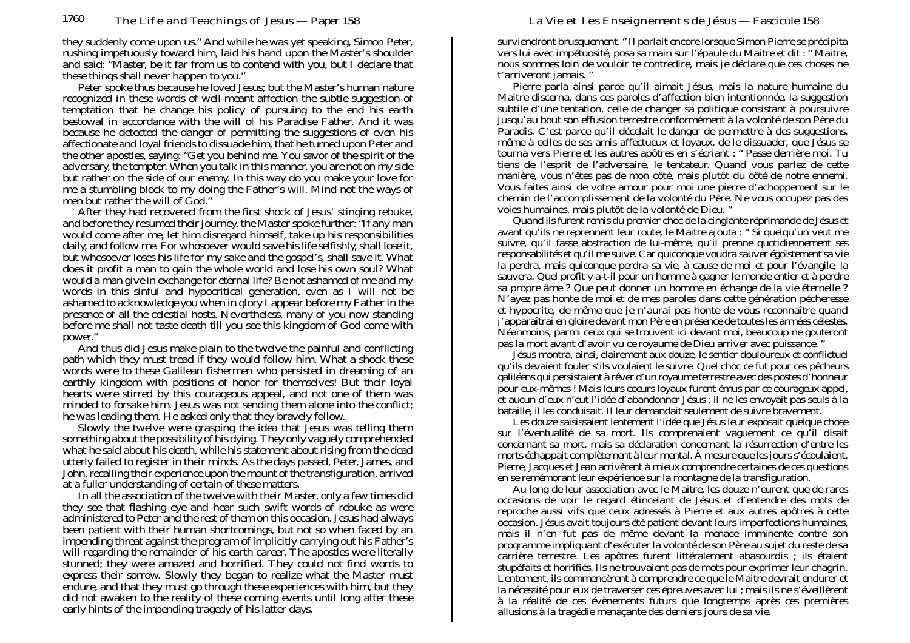they suddenly come upon us." And while he was yet speaking, Simon Peter, rushing impetuously toward him, laid his hand upon the Master's shoulder and said: "Master, be it far from us to contend with you, but I declare that these things shall never happen to you."

Peter spoke thus because he loved Jesus; but the Master's human nature recognized in these words of well-meant affection the subtle suggestion of temptation that he change his policy of pursuing to the end his earth bestowal in accordance with the will of his Paradise Father. And it was because he detected the danger of permitting the suggestions of even his affectionate and loyal friends to dissuade him, that he turned upon Peter and the other apostles, saying: "Get you behind me. You savor of the spirit of the adversary, the tempter. When you talk in this manner, you are not on my side but rather on the side of our enemy. In this way do you make your love for me a stumbling block to my doing the Father's will. Mind not the ways of men but rather the will of God."

After they had recovered from the first shock of Jesus' stinging rebuke, and before they resumed their journey, the Master spoke further: "If any man would come after me, let him disregard himself, take up his responsibilities daily, and follow me. For whosoever would save his life selfishly, shall lose it, but whosoever loses his life for my sake and the gospel's, shall save it. What does it profit a man to gain the whole world and lose his own soul? What would a man give in exchange for eternal life? Be not ashamed of me and my words in this sinful and hypocritical generation, even as I will not be ashamed to acknowledge you when in glory I appear before my Father in the presence of all the celestial hosts. Nevertheless, many of you now standing before me shall not taste death till you see this kingdom of God come with power."

And thus did Jesus make plain to the twelve the painful and conflicting path which they must tread if they would follow him. What a shock these words were to these Galilean fishermen who persisted in dreaming of an earthly kingdom with positions of honor for themselves! But their loyal hearts were stirred by this courageous appeal, and not one of them was minded to forsake him. Jesus was not sending them alone into the conflict; he was leading them. He asked only that they bravely follow.

Slowly the twelve were grasping the idea that Jesus was telling them something about the possibility of his dying. They only vaguely comprehended what he said about his death, while his statement about rising from the dead utterly failed to register in their minds. As the days passed, Peter, James, and John, recalling their experience upon the mount of the transfiguration, arrived at a fuller understanding of certain of these matters.

In all the association of the twelve with their Master, only a few times did they see that flashing eye and hear such swift words of rebuke as were administered to Peter and the rest of them on this occasion. Jesus had always been patient with their human shortcomings, but not so when faced by an impending threat against the program of implicitly carrying out his Father's will regarding the remainder of his earth career. The apostles were literally stunned; they were amazed and horrified. They could not find words to express their sorrow. Slowly they began to realize what the Master must endure, and that they must go through these experiences with him, but they did not awaken to the reality of these coming events until long after these early hints of the impending tragedy of his latter days.

surviendront brusquement. " Il parlait encore lorsque Simon Pierre se précipita vers lui avec impétuosité, posa sa main sur l'épaule du Maitre et dit : " Maitre, nous sommes loin de vouloir te contredire, mais je déclare que ces choses ne t'arriveront jamais. "

Pierre parla ainsi parce qu'il aimait Jésus, mais la nature humaine du Maitre discerna, dans ces paroles d'affection bien intentionnée, la suggestion subtile d'une tentation, celle de changer sa politique consistant à poursuivre jusqu'au bout son effusion terrestre conformément à la volonté de son Père du Paradis. C'est parce qu'il décelait le danger de permettre à des suggestions, même à celles de ses amis affectueux et loyaux, de le dissuader, que Jésus se tourna vers Pierre et les autres apôtres en s'écriant : " Passe derrière moi. Tu tiens de l'esprit de l'adversaire, le tentateur. Quand vous parlez de cette manière, vous n'êtes pas de mon côté, mais plutôt du côté de notre ennemi. Vous faites ainsi de votre amour pour moi une pierre d'achoppement sur le chemin de l'accomplissement de la volonté du Père. Ne vous occupez pas des voies humaines, mais plutôt de la volonté de Dieu. "

Quand ils furent remis du premier choc de la cinglante réprimande de Jésus et avant qu'ils ne reprennent leur route, le Maitre ajouta : " Si quelqu'un veut me suivre, qu'il fasse abstraction de lui-même, qu'il prenne quotidiennement ses responsabilités et qu'il me suive. Car quiconque voudra sauver égoïstement sa vie la perdra, mais quiconque perdra sa vie, à cause de moi et pour l'évangile, la sauvera. Quel profit y a-t-il pour un homme à gagner le monde entier et à perdre sa propre âme ? Que peut donner un homme en échange de la vie éternelle ? N'ayez pas honte de moi et de mes paroles dans cette génération pécheresse et hypocrite, de même que je n'aurai pas honte de vous reconnaître quand j'apparaîtrai en gloire devant mon Père en présence de toutes les armées célestes. Néanmoins, parmi ceux qui se trouvent ici devant moi, beaucoup ne gouteront pas la mort avant d'avoir vu ce royaume de Dieu arriver avec puissance. "

Jésus montra, ainsi, clairement aux douze, le sentier douloureux et conflictuel qu'ils devaient fouler s'ils voulaient le suivre. Quel choc ce fut pour ces pêcheurs galiléens qui persistaient à rêver d'un royaume terrestre avec des postes d'honneur pour eux-mêmes ! Mais leurs coeurs loyaux furent émus par ce courageux appel, et aucun d'eux n'eut l'idée d'abandonner Jésus ; il ne les envoyait pas seuls à la bataille, il les conduisait. Il leur demandait seulement de suivre bravement.

Les douze saisissaient lentement l'idée que Jésus leur exposait quelque chose sur l'éventualité de sa mort. Ils comprenaient vaguement ce qu'il disait concernant sa mort, mais sa déclaration concernant la résurrection d'entre les morts échappait complètement à leur mental. À mesure que les jours s'écoulaient, Pierre, Jacques et Jean arrivèrent à mieux comprendre certaines de ces questions en se remémorant leur expérience sur la montagne de la transfiguration.

Au long de leur association avec le Maitre, les douze n'eurent que de rares occasions de voir le regard étincelant de Jésus et d'entendre des mots de reproche aussi vifs que ceux adressés à Pierre et aux autres apôtres à cette occasion. Jésus avait toujours été patient devant leurs imperfections humaines, mais il n'en fut pas de même devant la menace imminente contre son programme impliquant d'exécuter la volonté de son Père au sujet du reste de sa carrière terrestre. Les apôtres furent littéralement abasourdis ; ils étaient stupéfaits et horrifiés. Ils ne trouvaient pas de mots pour exprimer leur chagrin. Lentement, ils commencèrent à comprendre ce que le Maitre devrait endurer et la nécessité pour eux de traverser ces épreuves avec lui ; mais ils ne s'éveillèrent à la réalité de ces évènements futurs que longtemps après ces premières allusions à la tragédie menaçante des derniers jours de sa vie.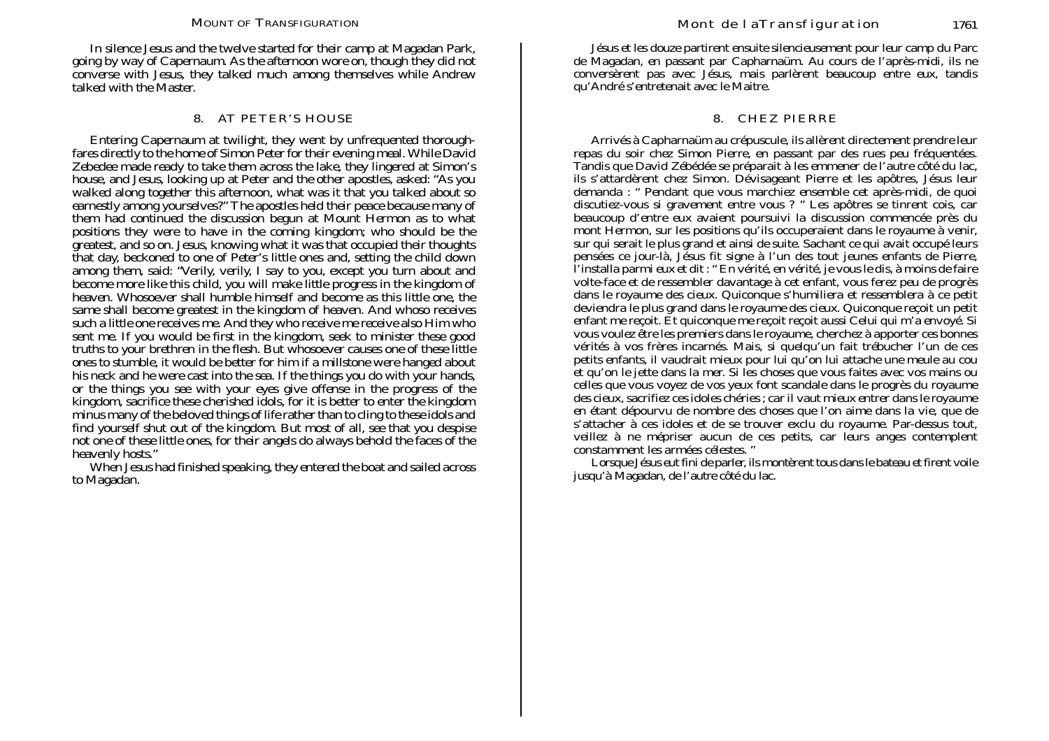In silence Jesus and the twelve started for their camp at Magadan Park, going by way of Capernaum. As the afternoon wore on, though they did not converse with Jesus, they talked much among themselves while Andrew talked with the Master.

## 8. AT PETER'S HOUSE

Entering Capernaum at twilight, they went by unfrequented thoroughfares directly to the home of Simon Peter for their evening meal. While David Zebedee made ready to take them across the lake, they lingered at Simon's house, and Jesus, looking up at Peter and the other apostles, asked: "As you walked along together this afternoon, what was it that you talked about so earnestly among yourselves?" The apostles held their peace because many of them had continued the discussion begun at Mount Hermon as to what positions they were to have in the coming kingdom; who should be the greatest, and so on. Jesus, knowing what it was that occupied their thoughts that day, beckoned to one of Peter's little ones and, setting the child down among them, said: "Verily, verily, I say to you, except you turn about and become more like this child, you will make little progress in the kingdom of heaven. Whosoever shall humble himself and become as this little one, the same shall become greatest in the kingdom of heaven. And whoso receives such a little one receives me. And they who receive me receive also Him who sent me. If you would be first in the kingdom, seek to minister these good truths to your brethren in the flesh. But whosoever causes one of these little ones to stumble, it would be better for him if a millstone were hanged about his neck and he were cast into the sea. If the things you do with your hands, or the things you see with your eyes give offense in the progress of the kingdom, sacrifice these cherished idols, for it is better to enter the kingdom minus many of the beloved things of life rather than to cling to these idols and find yourself shut out of the kingdom. But most of all, see that you despise not one of these little ones, for their angels do always behold the faces of the heavenly hosts."

When Jesus had finished speaking, they entered the boat and sailed across to Magadan.

Jésus et les douze partirent ensuite silencieusement pour leur camp du Parc de Magadan, en passant par Capharnaüm. Au cours de l'après-midi, ils ne conversèrent pas avec Jésus, mais parlèrent beaucoup entre eux, tandis qu'André s'entretenait avec le Maitre.

## 8. CHEZ PIERRE

Arrivés à Capharnaüm au crépuscule, ils allèrent directement prendre leur repas du soir chez Simon Pierre, en passant par des rues peu fréquentées. Tandis que David Zébédée se préparait à les emmener de l'autre côté du lac, ils s'attardèrent chez Simon. Dévisageant Pierre et les apôtres, Jésus leur demanda : « Pendant que vous marchiez ensemble cet après-midi, de quoi discutiez-vous si gravement entre vous ? » Les apôtres se tinrent cois, car beaucoup d'entre eux avaient poursuivi la discussion commencée près du mont Hermon, sur les positions qu'ils occuperaient dans le royaume à venir, sur qui serait le plus grand et ainsi de suite. Sachant ce qui avait occupé leurs pensées ce jour-là, Jésus fit signe à l'un des tout jeunes enfants de Pierre, l'installa parmi eux et dit : « En vérité, en vérité, je vous le dis, à moins de faire volte-face et de ressembler davantage à cet enfant, vous ferez peu de progrès dans le royaume des cieux. Quiconque s'humiliera et ressemblera à ce petit deviendra le plus grand dans le royaume des cieux. Quiconque reçoit un petit enfant me reçoit. Et quiconque me reçoit reçoit aussi Celui qui m'a envoyé. Si vous voulez être les premiers dans le royaume, cherchez à apporter ces bonnes vérités à vos frères incarnés. Mais, si quelqu'un fait trébucher l'un de ces petits enfants, il vaudrait mieux pour lui qu'on lui attache une meule au cou et qu'on le jette dans la mer. Si les choses que vous faites avec vos mains ou celles que vous voyez de vos yeux font scandale dans le progrès du royaume des cieux, sacrifiez ces idoles chéries ; car il vaut mieux entrer dans le royaume en étant dépourvu de nombre des choses que l'on aime dans la vie, que de s'attacher à ces idoles et de se trouver exclu du royaume. Par-dessus tout, veillez à ne mépriser aucun de ces petits, car leurs anges contemplent constamment les armées célestes. »

Lorsque Jésus eut fini de parler, ils montèrent tous dans le bateau et firent voile jusqu'à Magadan, de l'autre côté du lac.